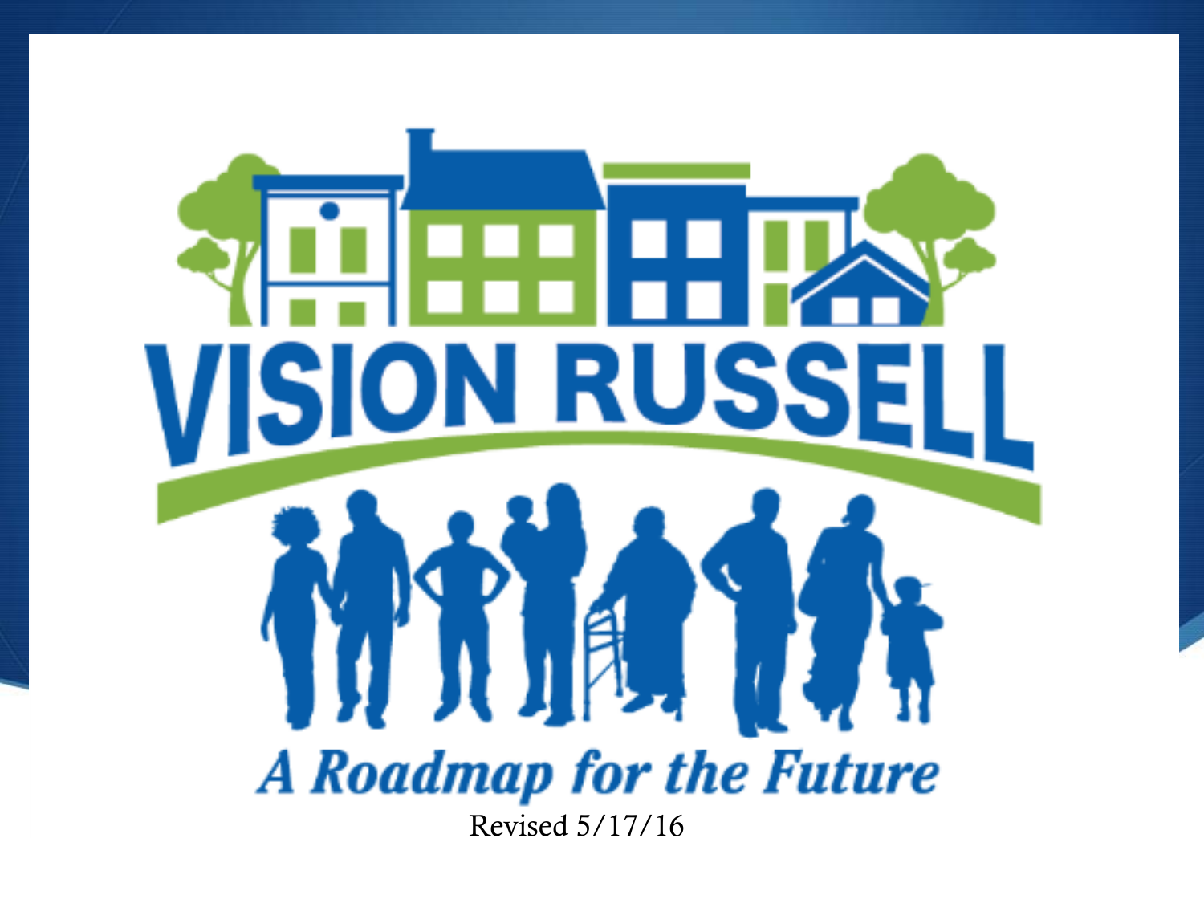# VISION RUSSELL

*A Roadmap for the Future*

Revised 5/17/16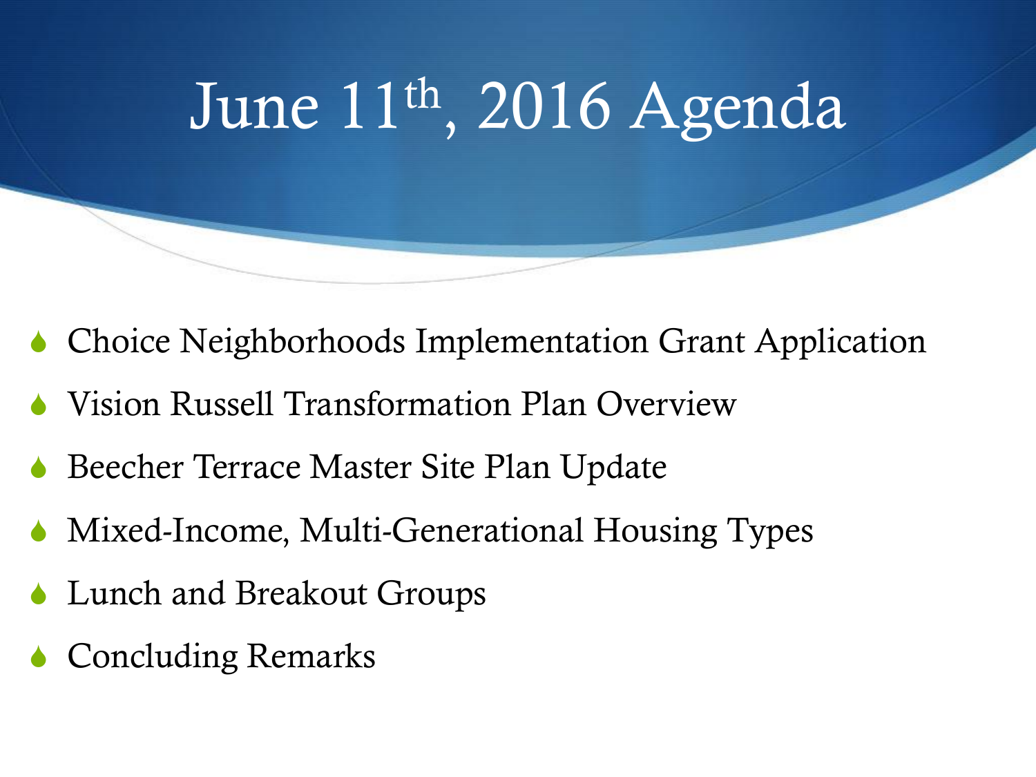# June 11th, 2016 Agenda

- Choice Neighborhoods Implementation Grant Application
- Vision Russell Transformation Plan Overview
- Beecher Terrace Master Site Plan Update
- Mixed-Income, Multi-Generational Housing Types
- Lunch and Breakout Groups
- Concluding Remarks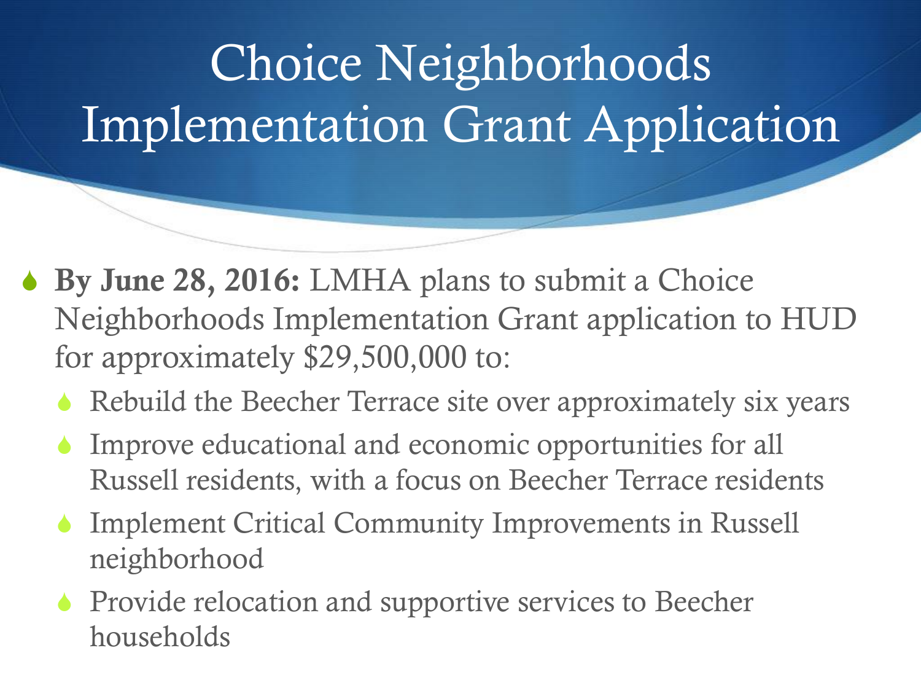# Choice Neighborhoods Implementation Grant Application

- **By June 28, 2016:** LMHA plans to submit a Choice Neighborhoods Implementation Grant application to HUD for approximately $29,500,000 to:
  - Rebuild the Beecher Terrace site over approximately six years
  - Improve educational and economic opportunities for all Russell residents, with a focus on Beecher Terrace residents
  - Implement Critical Community Improvements in Russell neighborhood
  - Provide relocation and supportive services to Beecher households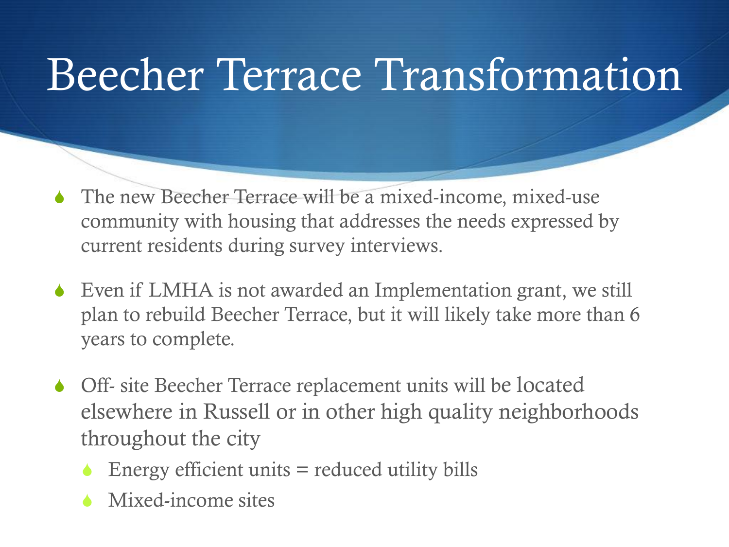# Beecher Terrace Transformation

- The new Beecher Terrace will be a mixed-income, mixed-use community with housing that addresses the needs expressed by current residents during survey interviews.
- Even if LMHA is not awarded an Implementation grant, we still plan to rebuild Beecher Terrace, but it will likely take more than 6 years to complete.
- Off- site Beecher Terrace replacement units will be located elsewhere in Russell or in other high quality neighborhoods throughout the city
  - Energy efficient units = reduced utility bills
  - Mixed-income sites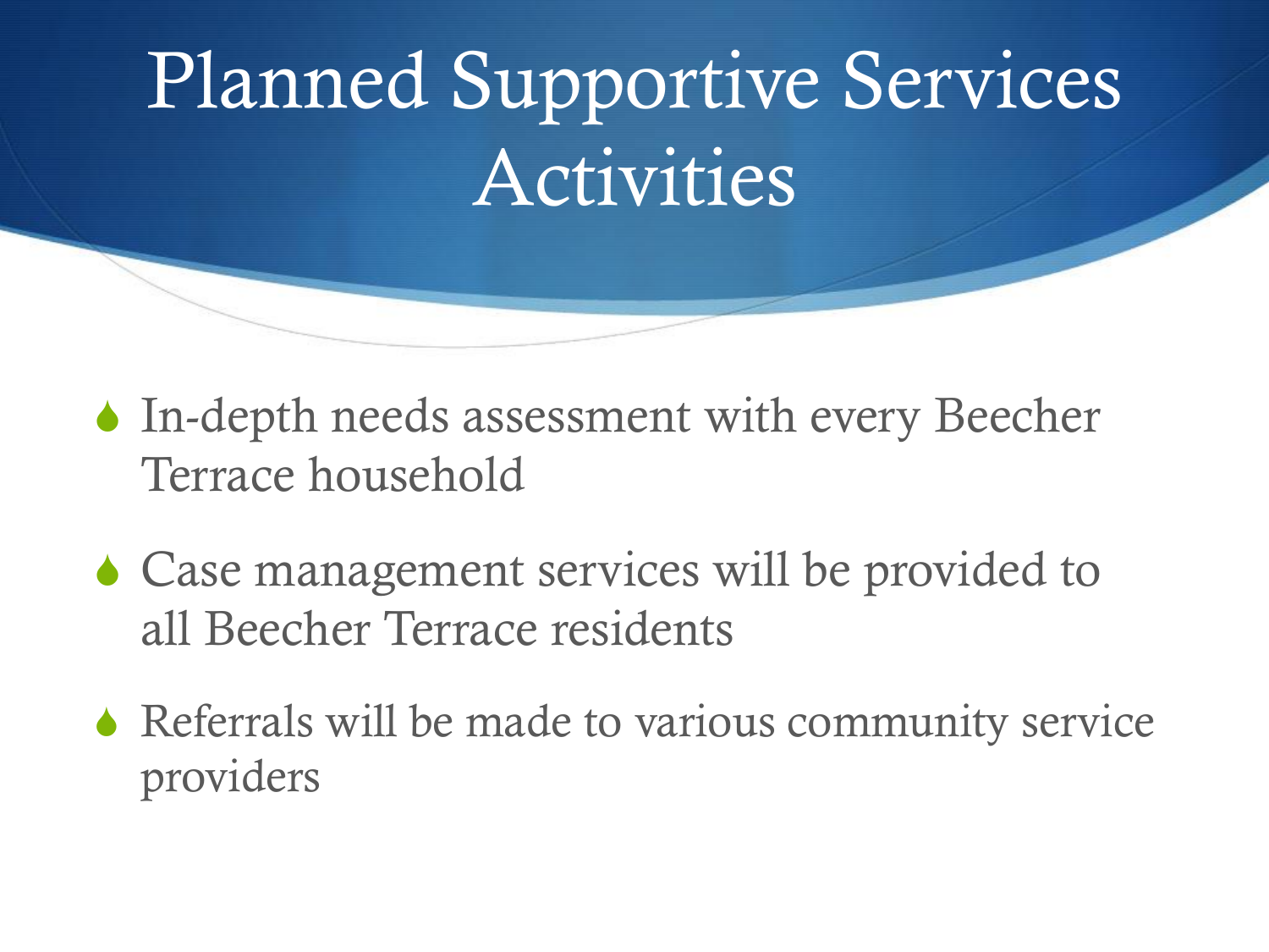# Planned Supportive Services Activities

- In-depth needs assessment with every Beecher Terrace household
- Case management services will be provided to all Beecher Terrace residents
- Referrals will be made to various community service providers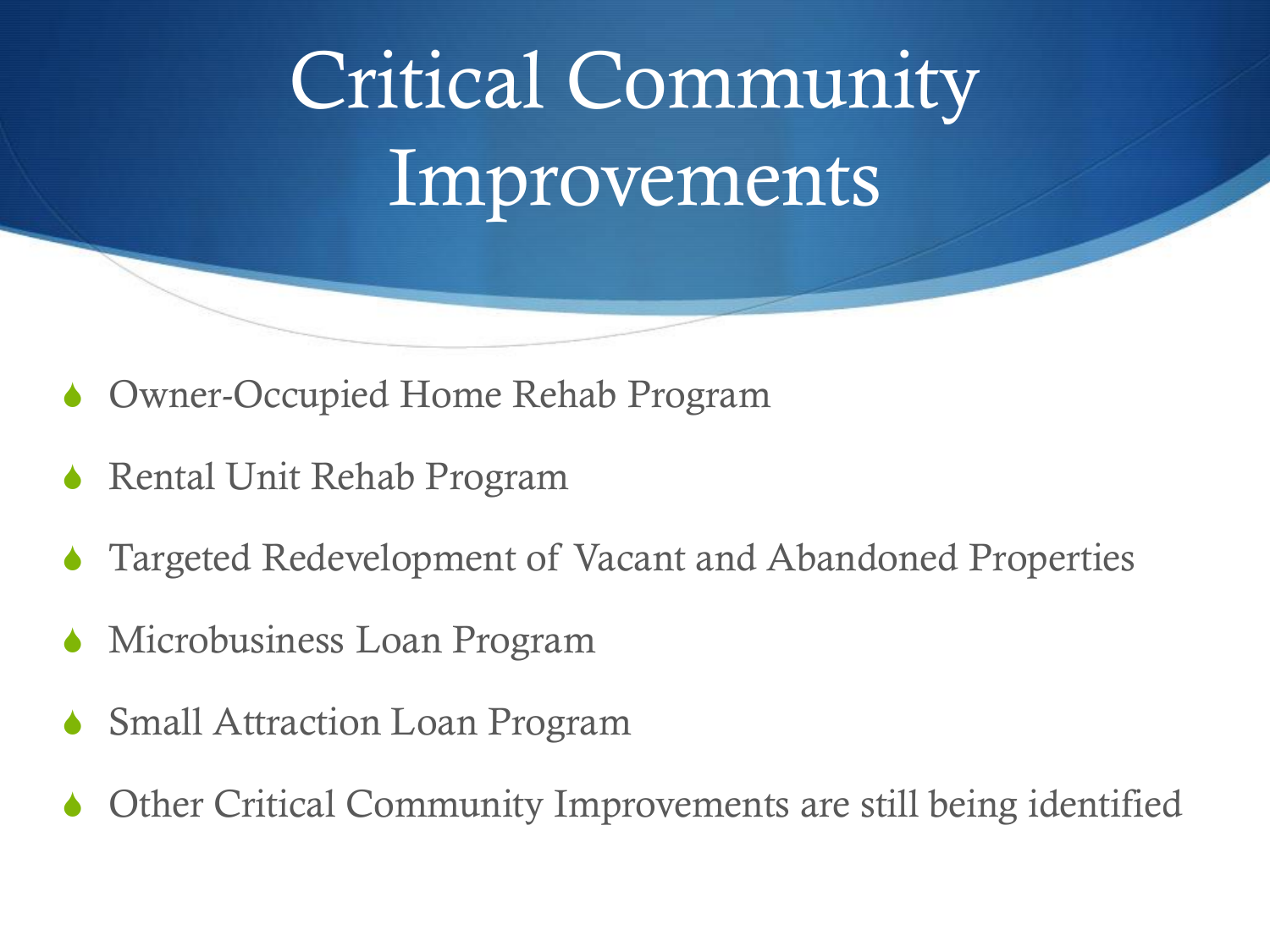# Critical Community Improvements

- Owner-Occupied Home Rehab Program
- Rental Unit Rehab Program
- Targeted Redevelopment of Vacant and Abandoned Properties
- Microbusiness Loan Program
- Small Attraction Loan Program
- Other Critical Community Improvements are still being identified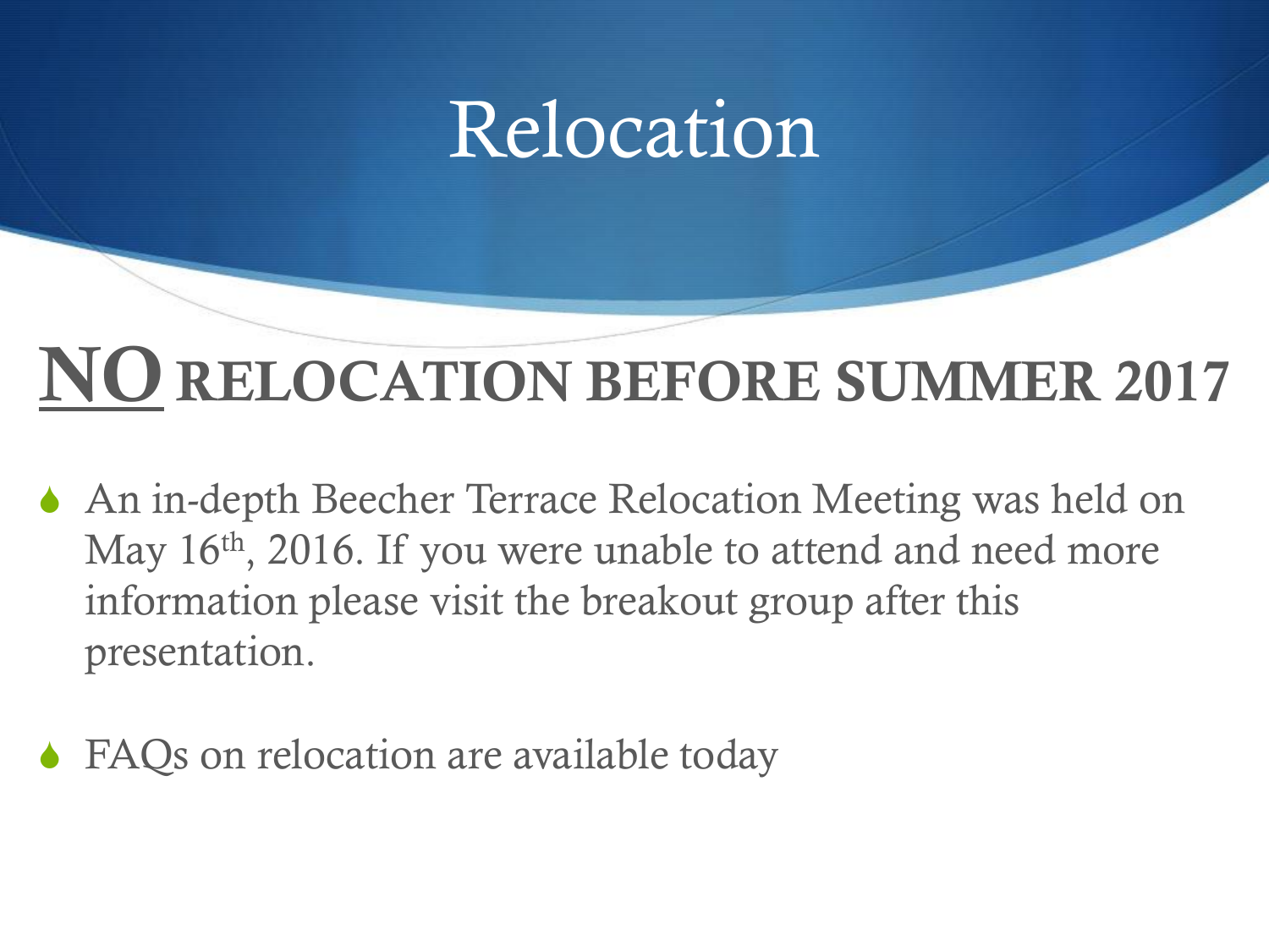# Relocation

## <u>NO</u> RELOCATION BEFORE SUMMER 2017

- An in-depth Beecher Terrace Relocation Meeting was held on May 16th, 2016. If you were unable to attend and need more information please visit the breakout group after this presentation.
- FAQs on relocation are available today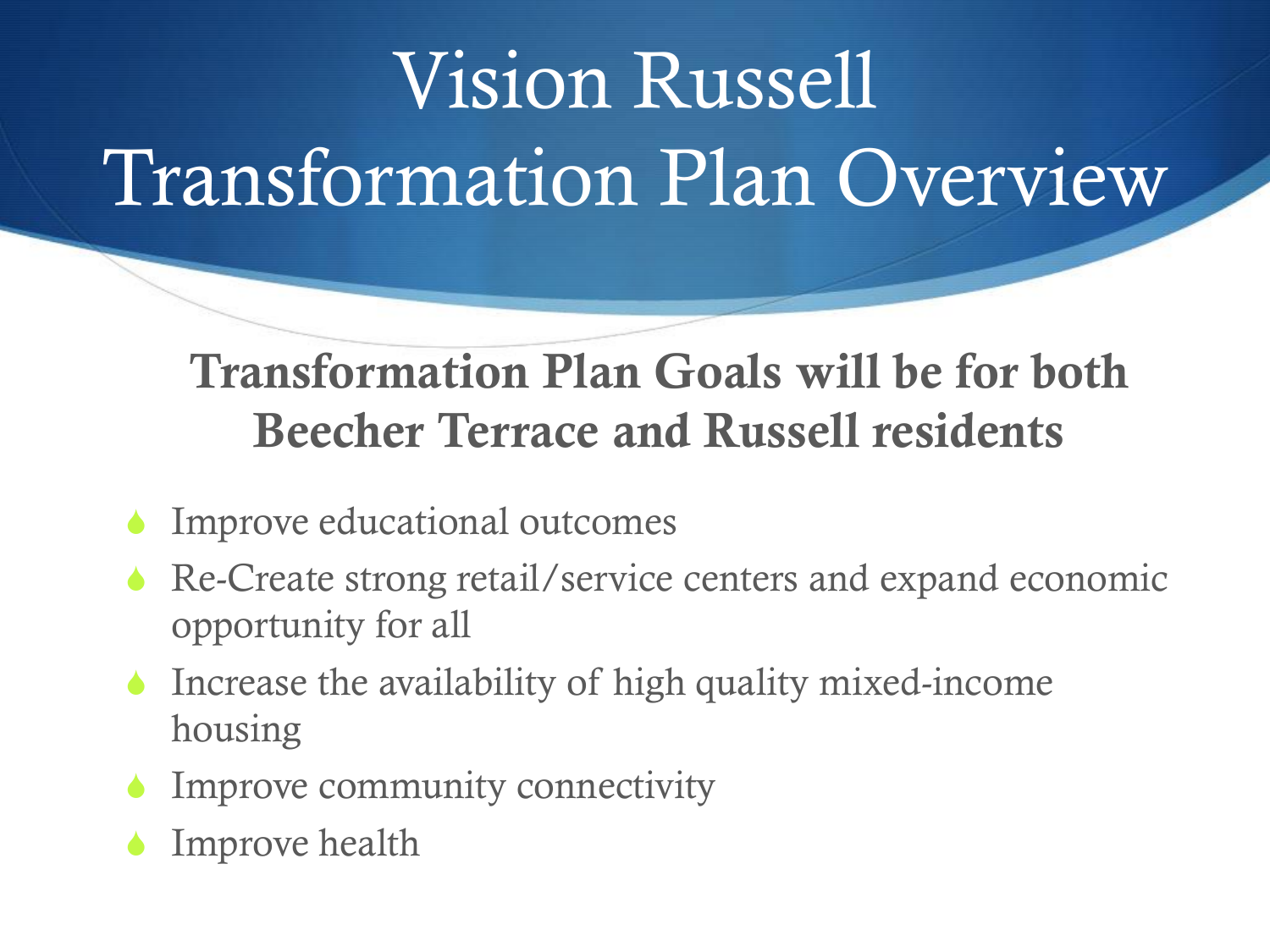# Vision Russell Transformation Plan Overview

**Transformation Plan Goals will be for both Beecher Terrace and Russell residents**

- Improve educational outcomes
- Re-Create strong retail/service centers and expand economic opportunity for all
- Increase the availability of high quality mixed-income housing
- Improve community connectivity
- Improve health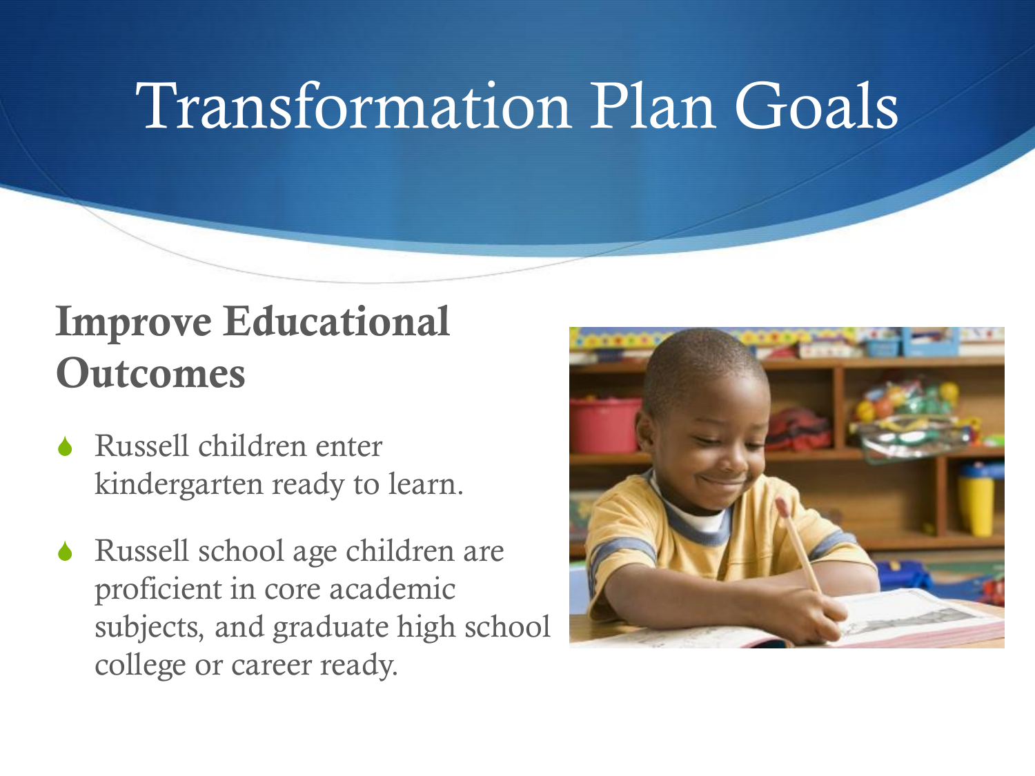# Transformation Plan Goals

## Improve Educational Outcomes

- Russell children enter kindergarten ready to learn.
- Russell school age children are proficient in core academic subjects, and graduate high school college or career ready.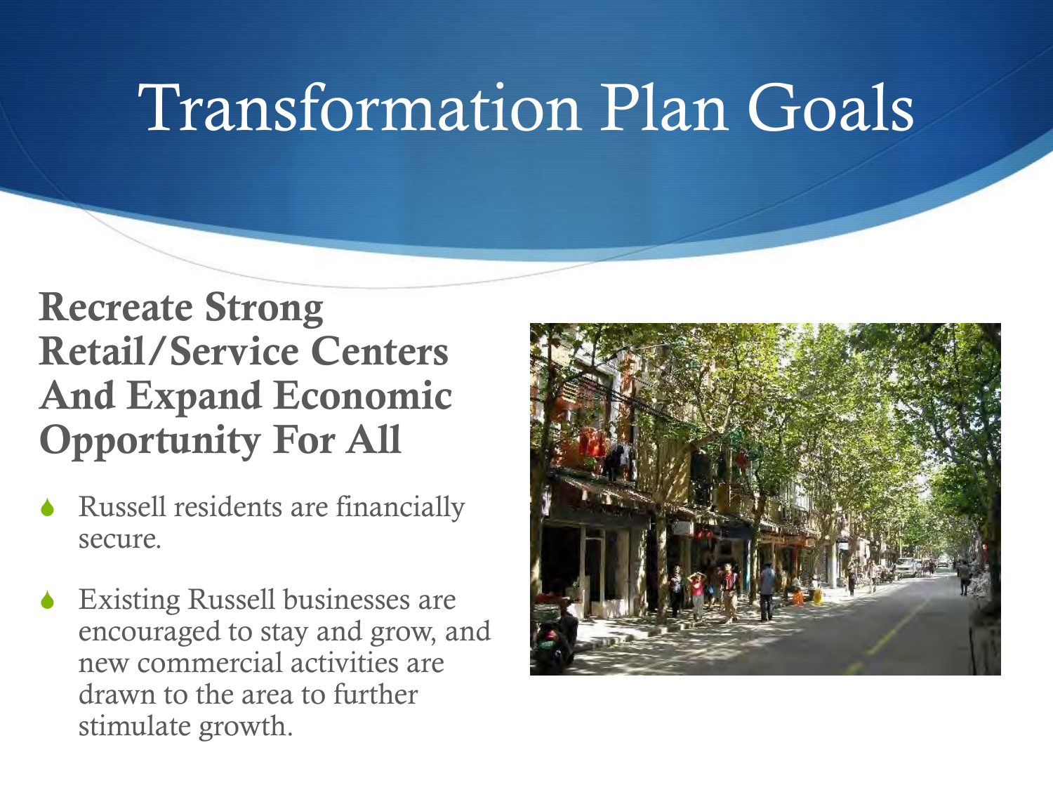# Transformation Plan Goals

## Recreate Strong Retail/Service Centers And Expand Economic Opportunity For All

- Russell residents are financially secure.
- Existing Russell businesses are encouraged to stay and grow, and new commercial activities are drawn to the area to further stimulate growth.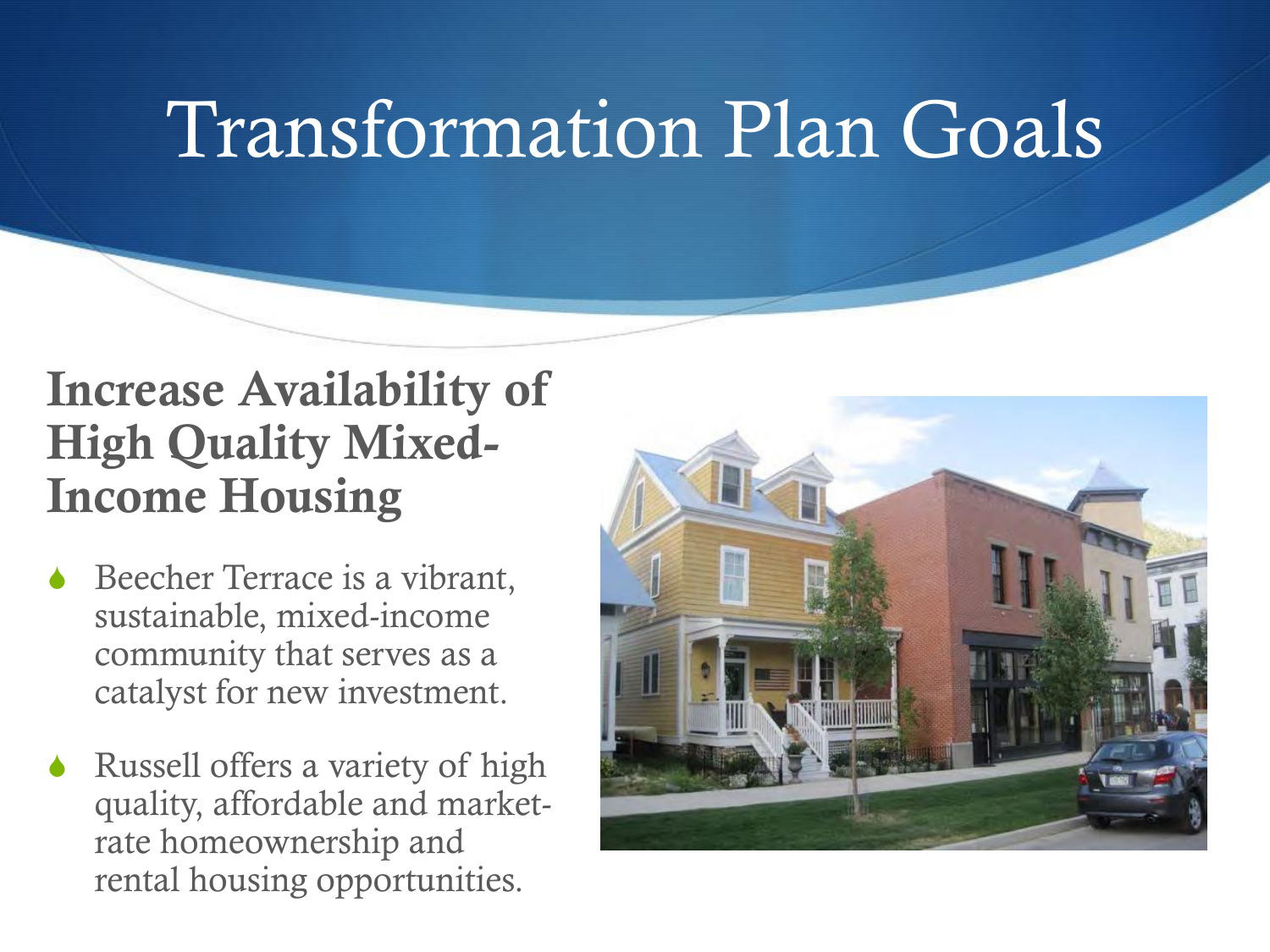# Transformation Plan Goals

## Increase Availability of High Quality Mixed-Income Housing

- Beecher Terrace is a vibrant, sustainable, mixed-income community that serves as a catalyst for new investment.
- Russell offers a variety of high quality, affordable and market-rate homeownership and rental housing opportunities.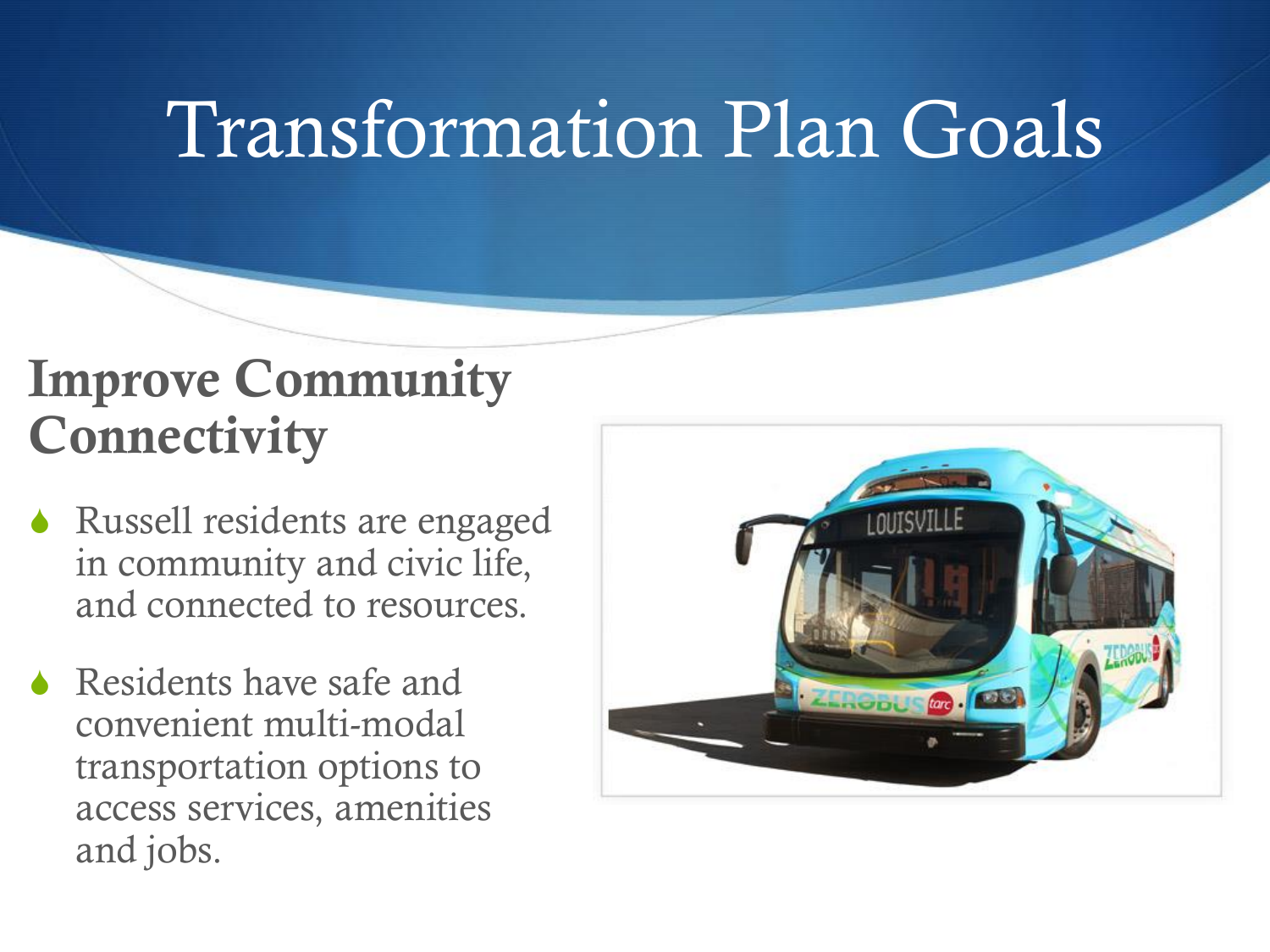# Transformation Plan Goals

## Improve Community Connectivity

- Russell residents are engaged in community and civic life, and connected to resources.
- Residents have safe and convenient multi-modal transportation options to access services, amenities and jobs.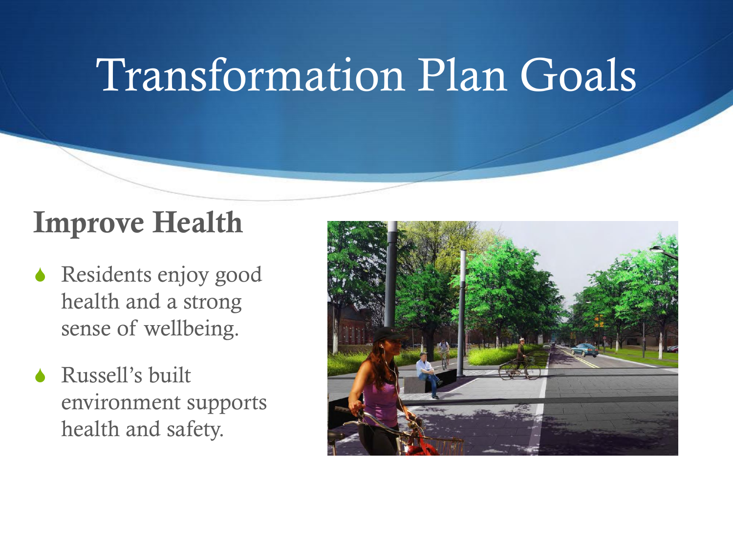# Transformation Plan Goals

## Improve Health

- Residents enjoy good health and a strong sense of wellbeing.
- Russell's built environment supports health and safety.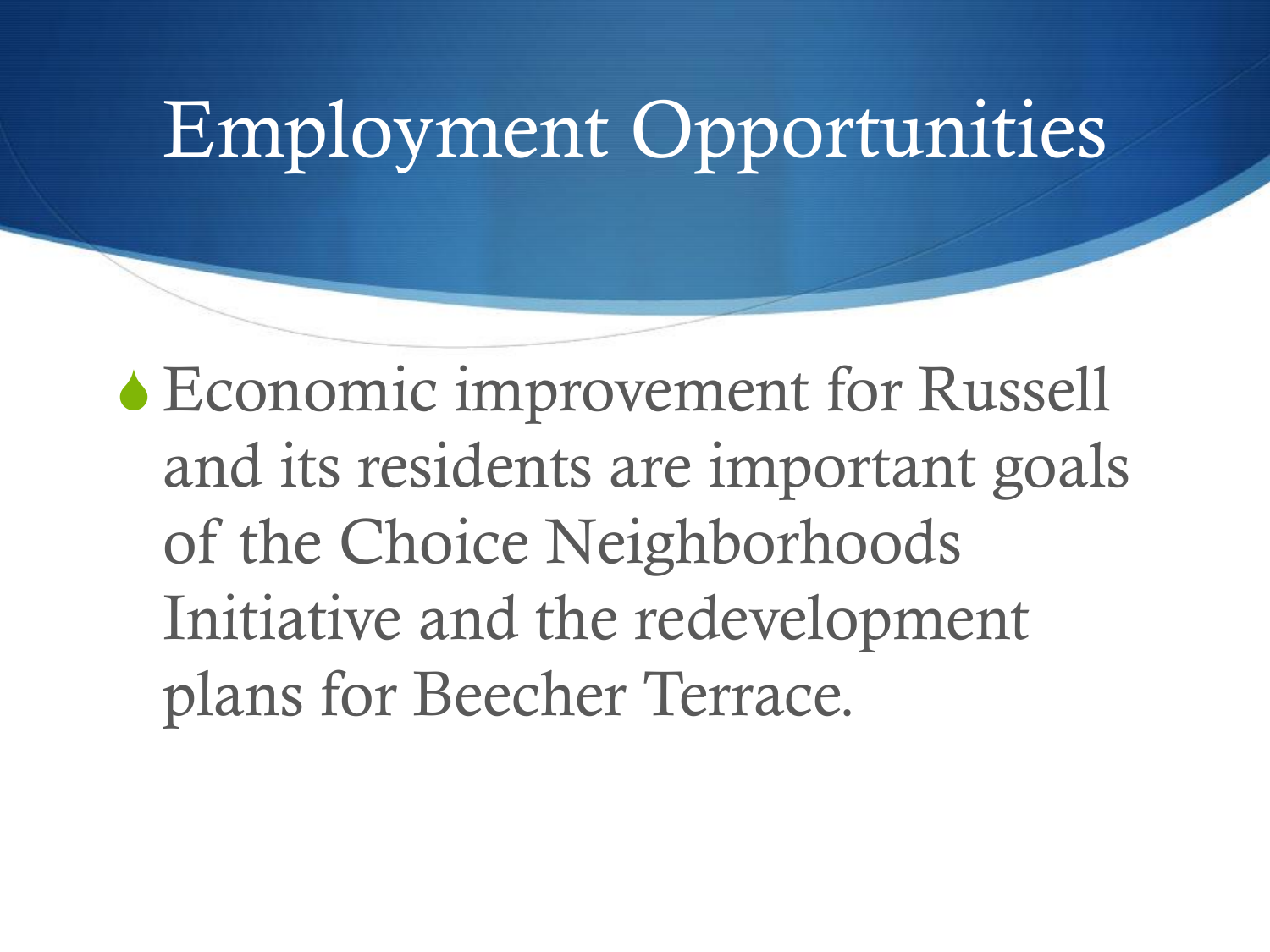# Employment Opportunities

- Economic improvement for Russell and its residents are important goals of the Choice Neighborhoods Initiative and the redevelopment plans for Beecher Terrace.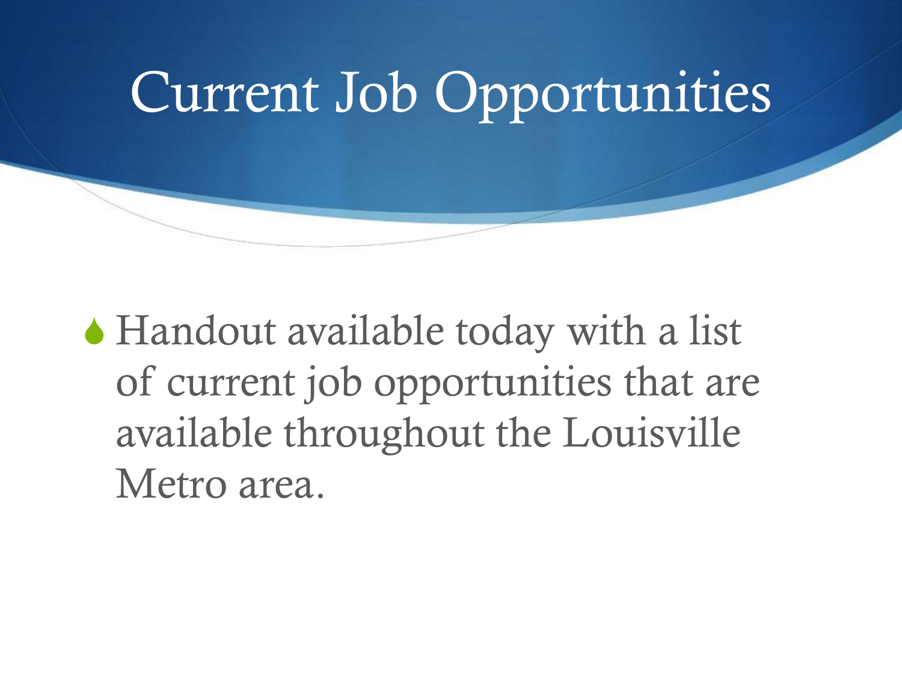# Current Job Opportunities

- Handout available today with a list of current job opportunities that are available throughout the Louisville Metro area.